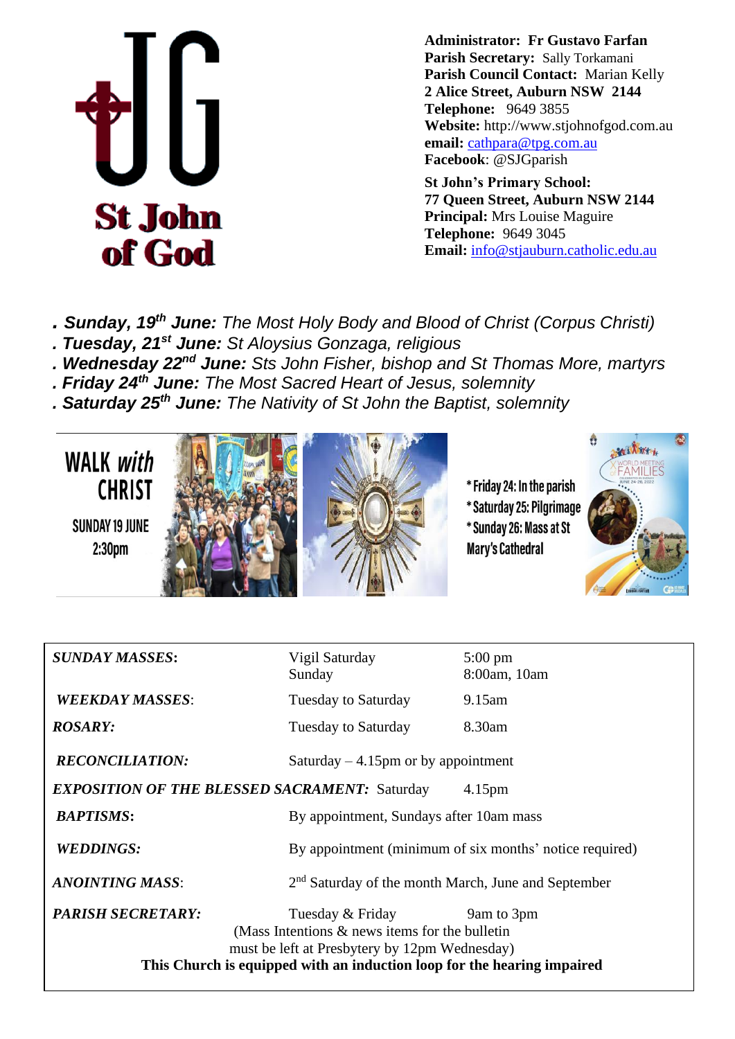# St John of God

**Administrator: Fr Gustavo Farfan**
**Parish Secretary:** Sally Torkamani
**Parish Council Contact:** Marian Kelly
**2 Alice Street, Auburn NSW 2144**
**Telephone:** 9649 3855
**Website:** http://www.stjohnofgod.com.au
**email:** cathpara@tpg.com.au
**Facebook**: @SJGparish

**St John's Primary School:**
**77 Queen Street, Auburn NSW 2144**
**Principal:** Mrs Louise Maguire
**Telephone:** 9649 3045
**Email:** info@stjauburn.catholic.edu.au

. ***Sunday, 19th June:*** *The Most Holy Body and Blood of Christ (Corpus Christi)*
. ***Tuesday, 21st June:*** *St Aloysius Gonzaga, religious*
. ***Wednesday 22nd June:*** *Sts John Fisher, bishop and St Thomas More, martyrs*
. ***Friday 24th June:*** *The Most Sacred Heart of Jesus, solemnity*
. ***Saturday 25th June:*** *The Nativity of St John the Baptist, solemnity*

WALK *with* CHRIST
SUNDAY 19 JUNE
2:30pm

* Friday 24: In the parish
* Saturday 25: Pilgrimage
* Sunday 26: Mass at St Mary's Cathedral

| | | |
|---|---|---|
| ***SUNDAY MASSES:*** | Vigil Saturday<br>Sunday | 5:00 pm<br>8:00am, 10am |
| ***WEEKDAY MASSES:*** | Tuesday to Saturday | 9.15am |
| ***ROSARY:*** | Tuesday to Saturday | 8.30am |
| ***RECONCILIATION:*** | Saturday – 4.15pm or by appointment | |
| ***EXPOSITION OF THE BLESSED SACRAMENT:*** Saturday | | 4.15pm |
| ***BAPTISMS:*** | By appointment, Sundays after 10am mass | |
| ***WEDDINGS:*** | By appointment (minimum of six months' notice required) | |
| ***ANOINTING MASS:*** | 2nd Saturday of the month March, June and September | |
| ***PARISH SECRETARY:*** | Tuesday & Friday | 9am to 3pm |

(Mass Intentions & news items for the bulletin must be left at Presbytery by 12pm Wednesday)

**This Church is equipped with an induction loop for the hearing impaired**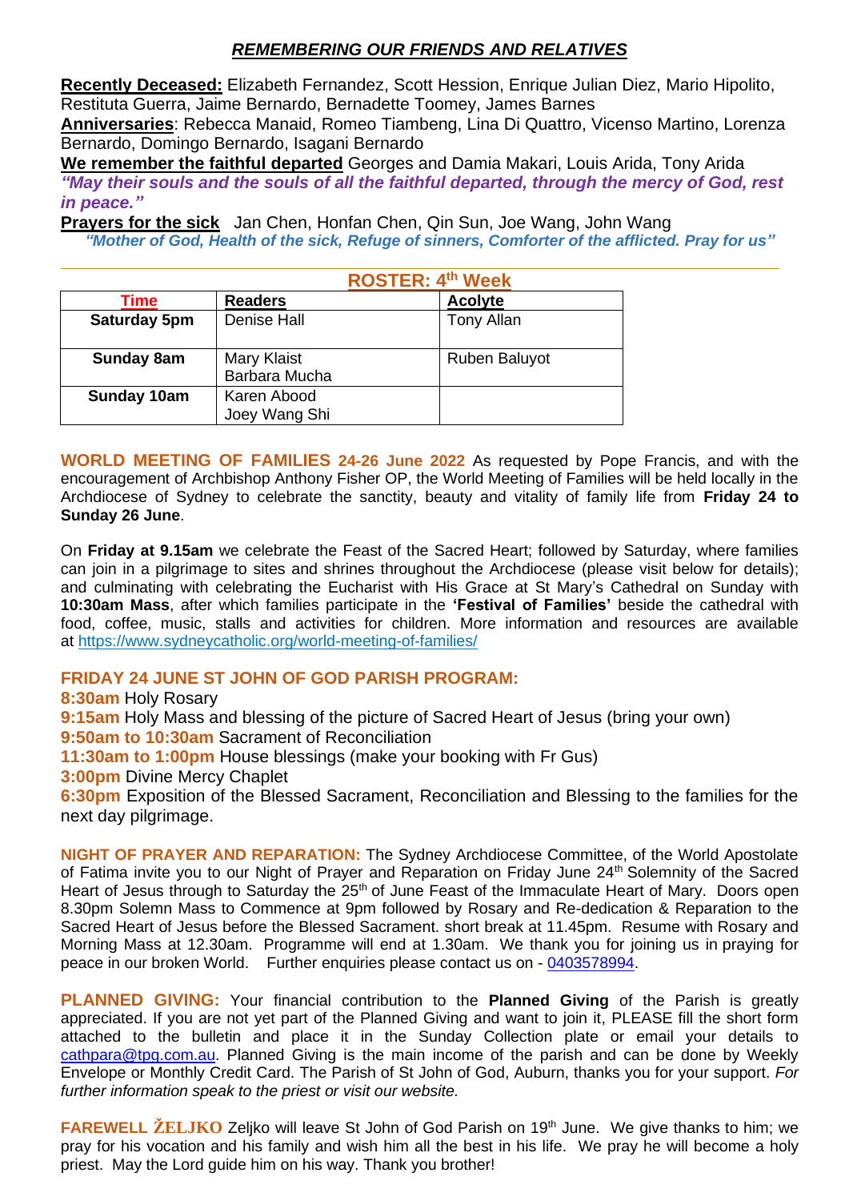## *REMEMBERING OUR FRIENDS AND RELATIVES*

**Recently Deceased:** Elizabeth Fernandez, Scott Hession, Enrique Julian Diez, Mario Hipolito, Restituta Guerra, Jaime Bernardo, Bernadette Toomey, James Barnes

**Anniversaries**: Rebecca Manaid, Romeo Tiambeng, Lina Di Quattro, Vicenso Martino, Lorenza Bernardo, Domingo Bernardo, Isagani Bernardo

**We remember the faithful departed** Georges and Damia Makari, Louis Arida, Tony Arida

***"May their souls and the souls of all the faithful departed, through the mercy of God, rest in peace."***

**Prayers for the sick** Jan Chen, Honfan Chen, Qin Sun, Joe Wang, John Wang

***"Mother of God, Health of the sick, Refuge of sinners, Comforter of the afflicted. Pray for us"***

### ROSTER: 4th Week

| Time | Readers | Acolyte |
|---|---|---|
| **Saturday 5pm** | Denise Hall | Tony Allan |
| **Sunday 8am** | Mary Klaist<br>Barbara Mucha | Ruben Baluyot |
| **Sunday 10am** | Karen Abood<br>Joey Wang Shi | |

**WORLD MEETING OF FAMILIES 24-26 June 2022** As requested by Pope Francis, and with the encouragement of Archbishop Anthony Fisher OP, the World Meeting of Families will be held locally in the Archdiocese of Sydney to celebrate the sanctity, beauty and vitality of family life from **Friday 24 to Sunday 26 June**.

On **Friday at 9.15am** we celebrate the Feast of the Sacred Heart; followed by Saturday, where families can join in a pilgrimage to sites and shrines throughout the Archdiocese (please visit below for details); and culminating with celebrating the Eucharist with His Grace at St Mary's Cathedral on Sunday with **10:30am Mass**, after which families participate in the **'Festival of Families'** beside the cathedral with food, coffee, music, stalls and activities for children. More information and resources are available at https://www.sydneycatholic.org/world-meeting-of-families/

**FRIDAY 24 JUNE ST JOHN OF GOD PARISH PROGRAM:**

**8:30am** Holy Rosary
**9:15am** Holy Mass and blessing of the picture of Sacred Heart of Jesus (bring your own)
**9:50am to 10:30am** Sacrament of Reconciliation
**11:30am to 1:00pm** House blessings (make your booking with Fr Gus)
**3:00pm** Divine Mercy Chaplet
**6:30pm** Exposition of the Blessed Sacrament, Reconciliation and Blessing to the families for the next day pilgrimage.

**NIGHT OF PRAYER AND REPARATION:** The Sydney Archdiocese Committee, of the World Apostolate of Fatima invite you to our Night of Prayer and Reparation on Friday June 24th Solemnity of the Sacred Heart of Jesus through to Saturday the 25th of June Feast of the Immaculate Heart of Mary. Doors open 8.30pm Solemn Mass to Commence at 9pm followed by Rosary and Re-dedication & Reparation to the Sacred Heart of Jesus before the Blessed Sacrament. short break at 11.45pm. Resume with Rosary and Morning Mass at 12.30am. Programme will end at 1.30am. We thank you for joining us in praying for peace in our broken World. Further enquiries please contact us on - 0403578994.

**PLANNED GIVING:** Your financial contribution to the **Planned Giving** of the Parish is greatly appreciated. If you are not yet part of the Planned Giving and want to join it, PLEASE fill the short form attached to the bulletin and place it in the Sunday Collection plate or email your details to cathpara@tpg.com.au. Planned Giving is the main income of the parish and can be done by Weekly Envelope or Monthly Credit Card. The Parish of St John of God, Auburn, thanks you for your support. *For further information speak to the priest or visit our website.*

**FAREWELL ŽELJKO** Zeljko will leave St John of God Parish on 19th June. We give thanks to him; we pray for his vocation and his family and wish him all the best in his life. We pray he will become a holy priest. May the Lord guide him on his way. Thank you brother!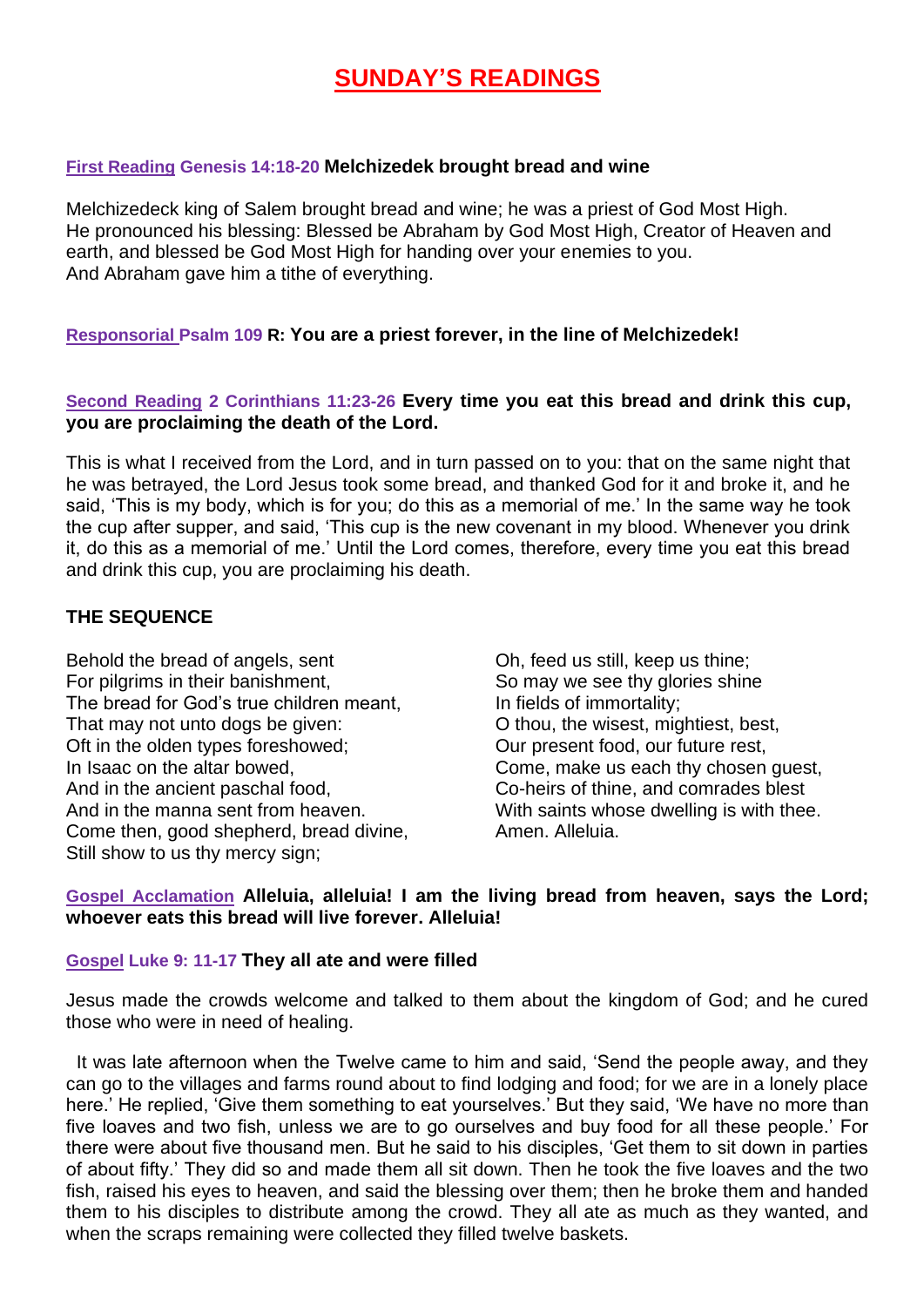# SUNDAY'S READINGS

**First Reading Genesis 14:18-20 Melchizedek brought bread and wine**

Melchizedeck king of Salem brought bread and wine; he was a priest of God Most High. He pronounced his blessing: Blessed be Abraham by God Most High, Creator of Heaven and earth, and blessed be God Most High for handing over your enemies to you. And Abraham gave him a tithe of everything.

**Responsorial Psalm 109 R: You are a priest forever, in the line of Melchizedek!**

**Second Reading 2 Corinthians 11:23-26 Every time you eat this bread and drink this cup, you are proclaiming the death of the Lord.**

This is what I received from the Lord, and in turn passed on to you: that on the same night that he was betrayed, the Lord Jesus took some bread, and thanked God for it and broke it, and he said, 'This is my body, which is for you; do this as a memorial of me.' In the same way he took the cup after supper, and said, 'This cup is the new covenant in my blood. Whenever you drink it, do this as a memorial of me.' Until the Lord comes, therefore, every time you eat this bread and drink this cup, you are proclaiming his death.

**THE SEQUENCE**

Behold the bread of angels, sent
For pilgrims in their banishment,
The bread for God's true children meant,
That may not unto dogs be given:
Oft in the olden types foreshowed;
In Isaac on the altar bowed,
And in the ancient paschal food,
And in the manna sent from heaven.
Come then, good shepherd, bread divine,
Still show to us thy mercy sign;
Oh, feed us still, keep us thine;
So may we see thy glories shine
In fields of immortality;
O thou, the wisest, mightiest, best,
Our present food, our future rest,
Come, make us each thy chosen guest,
Co-heirs of thine, and comrades blest
With saints whose dwelling is with thee.
Amen. Alleluia.

**Gospel Acclamation Alleluia, alleluia! I am the living bread from heaven, says the Lord; whoever eats this bread will live forever. Alleluia!**

**Gospel Luke 9: 11-17 They all ate and were filled**

Jesus made the crowds welcome and talked to them about the kingdom of God; and he cured those who were in need of healing.

It was late afternoon when the Twelve came to him and said, 'Send the people away, and they can go to the villages and farms round about to find lodging and food; for we are in a lonely place here.' He replied, 'Give them something to eat yourselves.' But they said, 'We have no more than five loaves and two fish, unless we are to go ourselves and buy food for all these people.' For there were about five thousand men. But he said to his disciples, 'Get them to sit down in parties of about fifty.' They did so and made them all sit down. Then he took the five loaves and the two fish, raised his eyes to heaven, and said the blessing over them; then he broke them and handed them to his disciples to distribute among the crowd. They all ate as much as they wanted, and when the scraps remaining were collected they filled twelve baskets.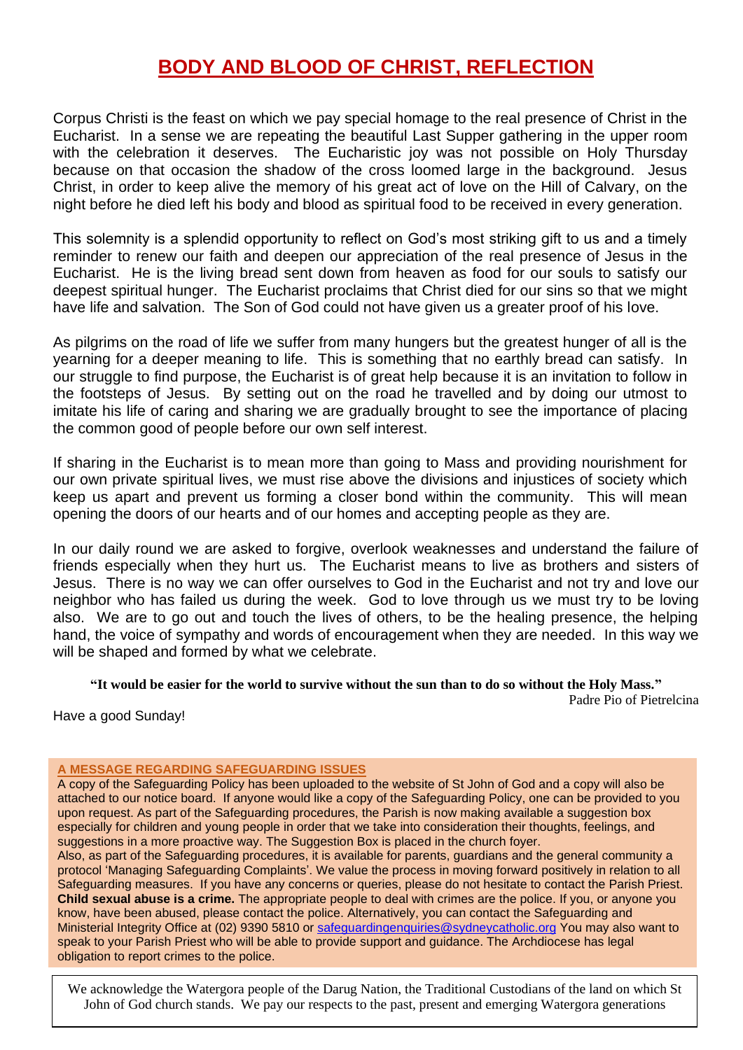# BODY AND BLOOD OF CHRIST, REFLECTION

Corpus Christi is the feast on which we pay special homage to the real presence of Christ in the Eucharist. In a sense we are repeating the beautiful Last Supper gathering in the upper room with the celebration it deserves. The Eucharistic joy was not possible on Holy Thursday because on that occasion the shadow of the cross loomed large in the background. Jesus Christ, in order to keep alive the memory of his great act of love on the Hill of Calvary, on the night before he died left his body and blood as spiritual food to be received in every generation.

This solemnity is a splendid opportunity to reflect on God's most striking gift to us and a timely reminder to renew our faith and deepen our appreciation of the real presence of Jesus in the Eucharist. He is the living bread sent down from heaven as food for our souls to satisfy our deepest spiritual hunger. The Eucharist proclaims that Christ died for our sins so that we might have life and salvation. The Son of God could not have given us a greater proof of his love.

As pilgrims on the road of life we suffer from many hungers but the greatest hunger of all is the yearning for a deeper meaning to life. This is something that no earthly bread can satisfy. In our struggle to find purpose, the Eucharist is of great help because it is an invitation to follow in the footsteps of Jesus. By setting out on the road he travelled and by doing our utmost to imitate his life of caring and sharing we are gradually brought to see the importance of placing the common good of people before our own self interest.

If sharing in the Eucharist is to mean more than going to Mass and providing nourishment for our own private spiritual lives, we must rise above the divisions and injustices of society which keep us apart and prevent us forming a closer bond within the community. This will mean opening the doors of our hearts and of our homes and accepting people as they are.

In our daily round we are asked to forgive, overlook weaknesses and understand the failure of friends especially when they hurt us. The Eucharist means to live as brothers and sisters of Jesus. There is no way we can offer ourselves to God in the Eucharist and not try and love our neighbor who has failed us during the week. God to love through us we must try to be loving also. We are to go out and touch the lives of others, to be the healing presence, the helping hand, the voice of sympathy and words of encouragement when they are needed. In this way we will be shaped and formed by what we celebrate.

**"It would be easier for the world to survive without the sun than to do so without the Holy Mass."**

Padre Pio of Pietrelcina

Have a good Sunday!

**A MESSAGE REGARDING SAFEGUARDING ISSUES**

A copy of the Safeguarding Policy has been uploaded to the website of St John of God and a copy will also be attached to our notice board. If anyone would like a copy of the Safeguarding Policy, one can be provided to you upon request. As part of the Safeguarding procedures, the Parish is now making available a suggestion box especially for children and young people in order that we take into consideration their thoughts, feelings, and suggestions in a more proactive way. The Suggestion Box is placed in the church foyer.

Also, as part of the Safeguarding procedures, it is available for parents, guardians and the general community a protocol 'Managing Safeguarding Complaints'. We value the process in moving forward positively in relation to all Safeguarding measures. If you have any concerns or queries, please do not hesitate to contact the Parish Priest. **Child sexual abuse is a crime.** The appropriate people to deal with crimes are the police. If you, or anyone you know, have been abused, please contact the police. Alternatively, you can contact the Safeguarding and Ministerial Integrity Office at (02) 9390 5810 or safeguardingenquiries@sydneycatholic.org You may also want to speak to your Parish Priest who will be able to provide support and guidance. The Archdiocese has legal obligation to report crimes to the police.

We acknowledge the Watergora people of the Darug Nation, the Traditional Custodians of the land on which St John of God church stands. We pay our respects to the past, present and emerging Watergora generations